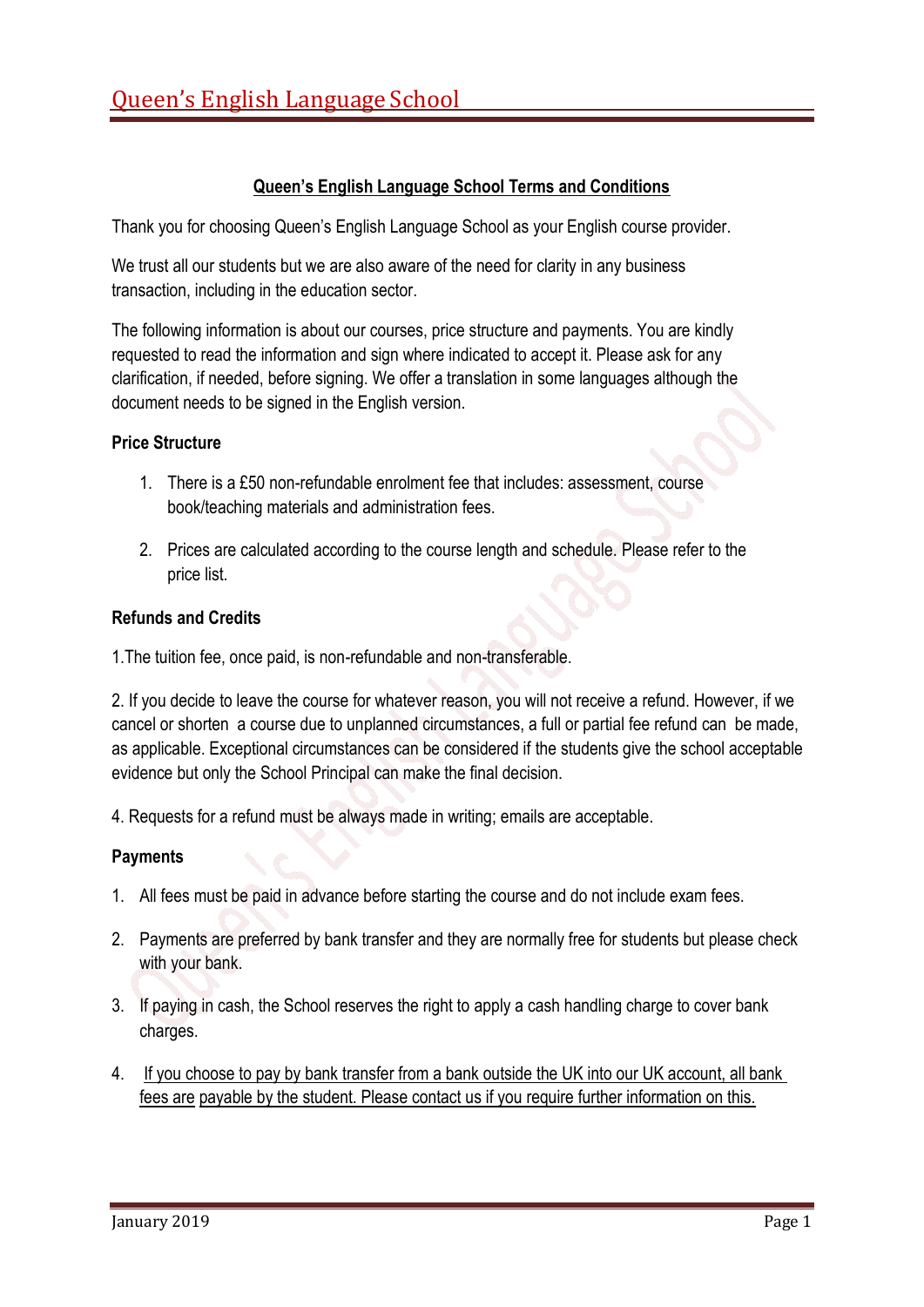# Queen's English Language School

## Queen's English Language School Terms and Conditions

Thank you for choosing Queen's English Language School as your English course provider.

We trust all our students but we are also aware of the need for clarity in any business transaction, including in the education sector.

The following information is about our courses, price structure and payments. You are kindly requested to read the information and sign where indicated to accept it. Please ask for any clarification, if needed, before signing. We offer a translation in some languages although the document needs to be signed in the English version.

### Price Structure

1. There is a £50 non-refundable enrolment fee that includes: assessment, course book/teaching materials and administration fees.

2. Prices are calculated according to the course length and schedule. Please refer to the price list.

### Refunds and Credits

1.The tuition fee, once paid, is non-refundable and non-transferable.

2. If you decide to leave the course for whatever reason, you will not receive a refund. However, if we cancel or shorten a course due to unplanned circumstances, a full or partial fee refund can be made, as applicable. Exceptional circumstances can be considered if the students give the school acceptable evidence but only the School Principal can make the final decision.

4. Requests for a refund must be always made in writing; emails are acceptable.

### Payments

1. All fees must be paid in advance before starting the course and do not include exam fees.

2. Payments are preferred by bank transfer and they are normally free for students but please check with your bank.

3. If paying in cash, the School reserves the right to apply a cash handling charge to cover bank charges.

4. If you choose to pay by bank transfer from a bank outside the UK into our UK account, all bank fees are payable by the student. Please contact us if you require further information on this.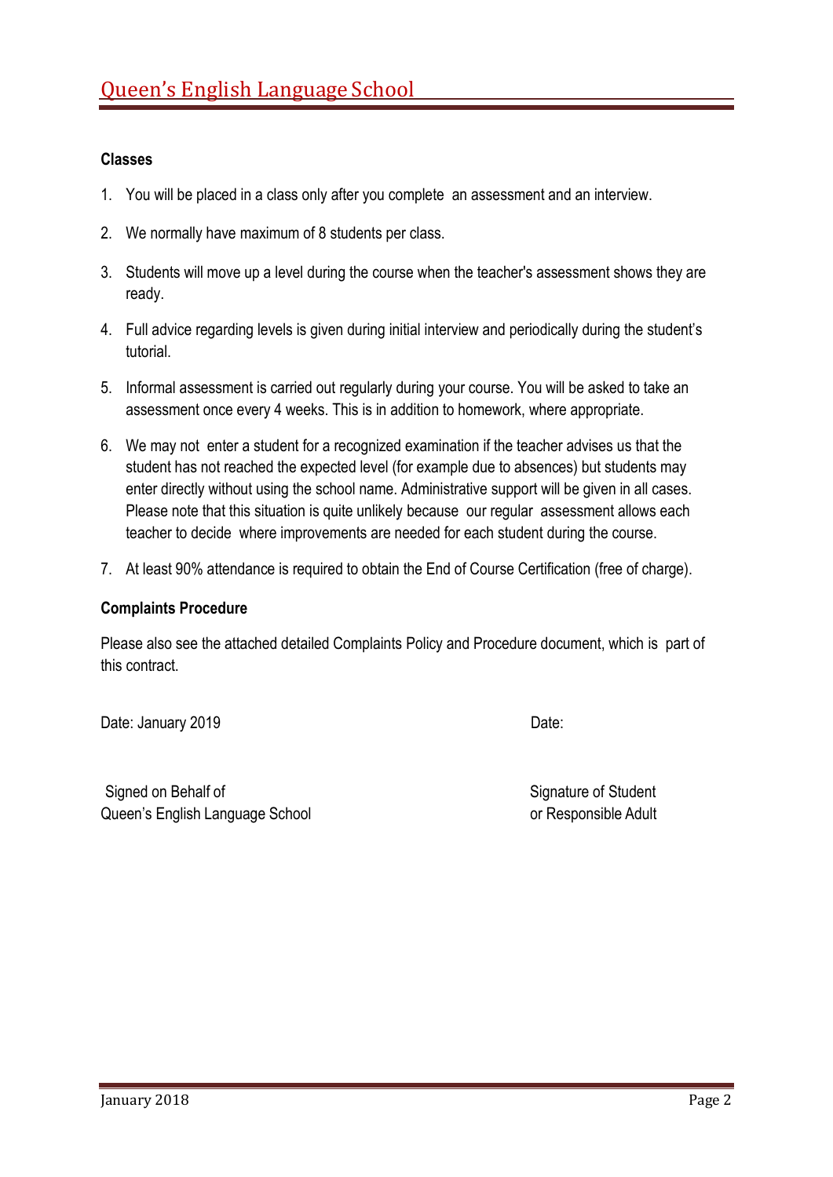### Classes

1. You will be placed in a class only after you complete an assessment and an interview.
2. We normally have maximum of 8 students per class.
3. Students will move up a level during the course when the teacher's assessment shows they are ready.
4. Full advice regarding levels is given during initial interview and periodically during the student's tutorial.
5. Informal assessment is carried out regularly during your course. You will be asked to take an assessment once every 4 weeks. This is in addition to homework, where appropriate.
6. We may not enter a student for a recognized examination if the teacher advises us that the student has not reached the expected level (for example due to absences) but students may enter directly without using the school name. Administrative support will be given in all cases. Please note that this situation is quite unlikely because our regular assessment allows each teacher to decide where improvements are needed for each student during the course.
7. At least 90% attendance is required to obtain the End of Course Certification (free of charge).

### Complaints Procedure

Please also see the attached detailed Complaints Policy and Procedure document, which is part of this contract.

Date: January 2019

Date:

Signed on Behalf of
Queen's English Language School

Signature of Student
or Responsible Adult